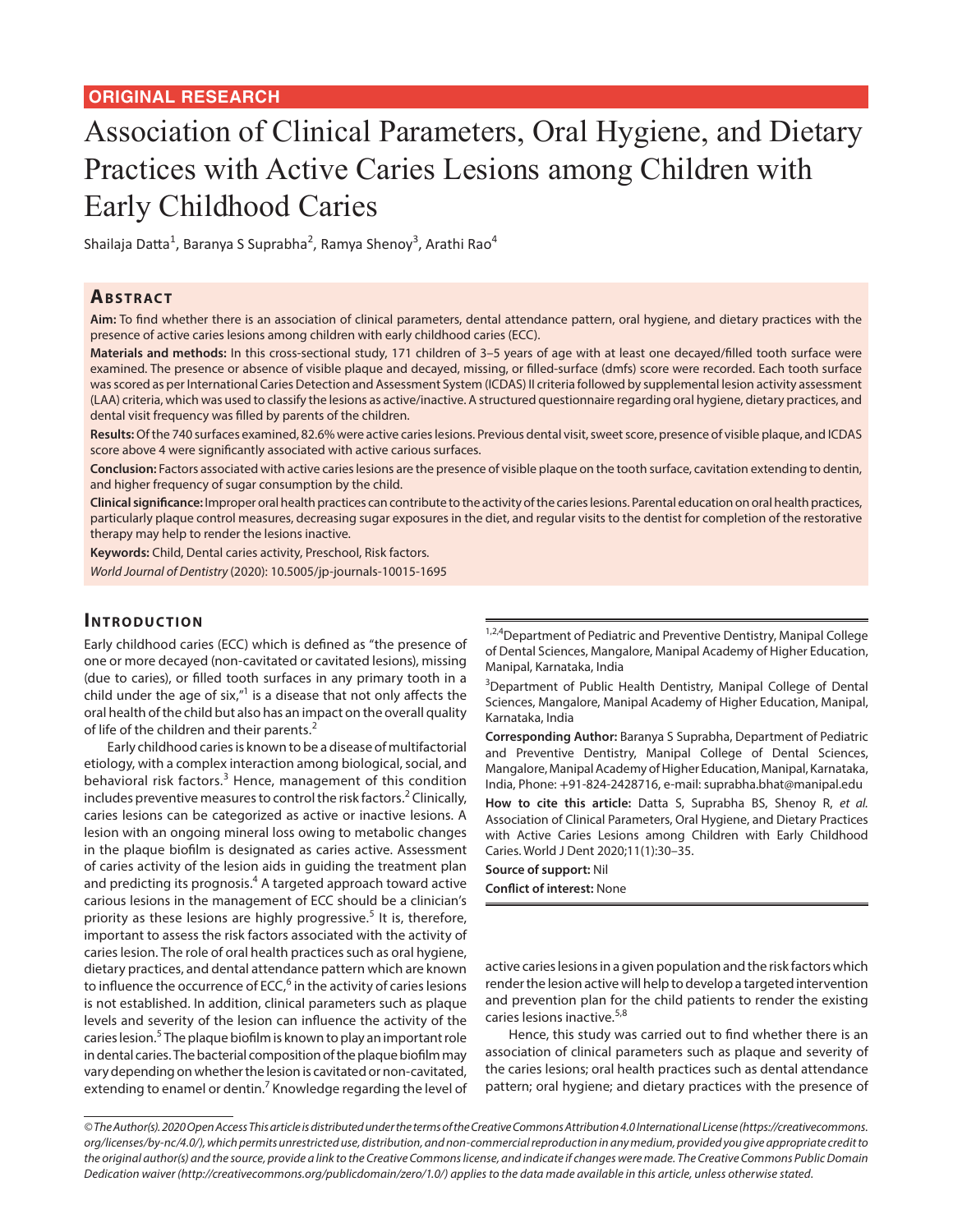ORIGINAL RESEARCH

# Association of Clinical Parameters, Oral Hygiene, and Dietary Practices with Active Caries Lesions among Children with Early Childhood Caries

Shailaja Datta[1], Baranya S Suprabha[2], Ramya Shenoy[3], Arathi Rao[4]

## Abstract

**Aim:** To find whether there is an association of clinical parameters, dental attendance pattern, oral hygiene, and dietary practices with the presence of active caries lesions among children with early childhood caries (ECC).

**Materials and methods:** In this cross-sectional study, 171 children of 3–5 years of age with at least one decayed/filled tooth surface were examined. The presence or absence of visible plaque and decayed, missing, or filled-surface (dmfs) score were recorded. Each tooth surface was scored as per International Caries Detection and Assessment System (ICDAS) II criteria followed by supplemental lesion activity assessment (LAA) criteria, which was used to classify the lesions as active/inactive. A structured questionnaire regarding oral hygiene, dietary practices, and dental visit frequency was filled by parents of the children.

**Results:** Of the 740 surfaces examined, 82.6% were active caries lesions. Previous dental visit, sweet score, presence of visible plaque, and ICDAS score above 4 were significantly associated with active carious surfaces.

**Conclusion:** Factors associated with active caries lesions are the presence of visible plaque on the tooth surface, cavitation extending to dentin, and higher frequency of sugar consumption by the child.

**Clinical significance:** Improper oral health practices can contribute to the activity of the caries lesions. Parental education on oral health practices, particularly plaque control measures, decreasing sugar exposures in the diet, and regular visits to the dentist for completion of the restorative therapy may help to render the lesions inactive.

**Keywords:** Child, Dental caries activity, Preschool, Risk factors.

*World Journal of Dentistry* (2020): 10.5005/jp-journals-10015-1695

## Introduction

Early childhood caries (ECC) which is defined as "the presence of one or more decayed (non-cavitated or cavitated lesions), missing (due to caries), or filled tooth surfaces in any primary tooth in a child under the age of six,"[1] is a disease that not only affects the oral health of the child but also has an impact on the overall quality of life of the children and their parents.[2]

Early childhood caries is known to be a disease of multifactorial etiology, with a complex interaction among biological, social, and behavioral risk factors.[3] Hence, management of this condition includes preventive measures to control the risk factors.[2] Clinically, caries lesions can be categorized as active or inactive lesions. A lesion with an ongoing mineral loss owing to metabolic changes in the plaque biofilm is designated as caries active. Assessment of caries activity of the lesion aids in guiding the treatment plan and predicting its prognosis.[4] A targeted approach toward active carious lesions in the management of ECC should be a clinician's priority as these lesions are highly progressive.[5] It is, therefore, important to assess the risk factors associated with the activity of caries lesion. The role of oral health practices such as oral hygiene, dietary practices, and dental attendance pattern which are known to influence the occurrence of ECC,[6] in the activity of caries lesions is not established. In addition, clinical parameters such as plaque levels and severity of the lesion can influence the activity of the caries lesion.[5] The plaque biofilm is known to play an important role in dental caries. The bacterial composition of the plaque biofilm may vary depending on whether the lesion is cavitated or non-cavitated, extending to enamel or dentin.[7] Knowledge regarding the level of active caries lesions in a given population and the risk factors which render the lesion active will help to develop a targeted intervention and prevention plan for the child patients to render the existing caries lesions inactive.[5,8]

Hence, this study was carried out to find whether there is an association of clinical parameters such as plaque and severity of the caries lesions; oral health practices such as dental attendance pattern; oral hygiene; and dietary practices with the presence of

[1,2,4]Department of Pediatric and Preventive Dentistry, Manipal College of Dental Sciences, Mangalore, Manipal Academy of Higher Education, Manipal, Karnataka, India

[3]Department of Public Health Dentistry, Manipal College of Dental Sciences, Mangalore, Manipal Academy of Higher Education, Manipal, Karnataka, India

**Corresponding Author:** Baranya S Suprabha, Department of Pediatric and Preventive Dentistry, Manipal College of Dental Sciences, Mangalore, Manipal Academy of Higher Education, Manipal, Karnataka, India, Phone: +91-824-2428716, e-mail: suprabha.bhat@manipal.edu

**How to cite this article:** Datta S, Suprabha BS, Shenoy R, *et al.* Association of Clinical Parameters, Oral Hygiene, and Dietary Practices with Active Caries Lesions among Children with Early Childhood Caries. World J Dent 2020;11(1):30–35.

**Source of support:** Nil

**Conflict of interest:** None

*© The Author(s). 2020 Open Access This article is distributed under the terms of the Creative Commons Attribution 4.0 International License (https://creativecommons.org/licenses/by-nc/4.0/), which permits unrestricted use, distribution, and non-commercial reproduction in any medium, provided you give appropriate credit to the original author(s) and the source, provide a link to the Creative Commons license, and indicate if changes were made. The Creative Commons Public Domain Dedication waiver (http://creativecommons.org/publicdomain/zero/1.0/) applies to the data made available in this article, unless otherwise stated.*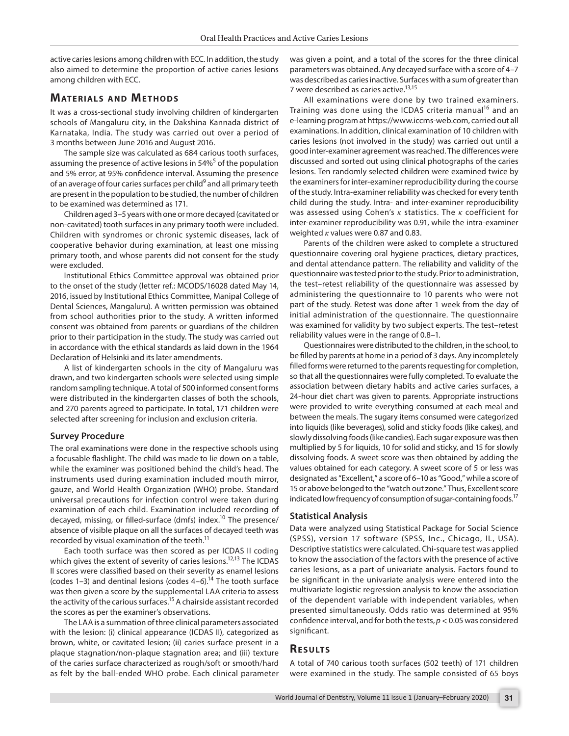active caries lesions among children with ECC. In addition, the study also aimed to determine the proportion of active caries lesions among children with ECC.

## Materials and Methods

It was a cross-sectional study involving children of kindergarten schools of Mangaluru city, in the Dakshina Kannada district of Karnataka, India. The study was carried out over a period of 3 months between June 2016 and August 2016.

The sample size was calculated as 684 carious tooth surfaces, assuming the presence of active lesions in 54%[5] of the population and 5% error, at 95% confidence interval. Assuming the presence of an average of four caries surfaces per child[9] and all primary teeth are present in the population to be studied, the number of children to be examined was determined as 171.

Children aged 3–5 years with one or more decayed (cavitated or non-cavitated) tooth surfaces in any primary tooth were included. Children with syndromes or chronic systemic diseases, lack of cooperative behavior during examination, at least one missing primary tooth, and whose parents did not consent for the study were excluded.

Institutional Ethics Committee approval was obtained prior to the onset of the study (letter ref.: MCODS/16028 dated May 14, 2016, issued by Institutional Ethics Committee, Manipal College of Dental Sciences, Mangaluru). A written permission was obtained from school authorities prior to the study. A written informed consent was obtained from parents or guardians of the children prior to their participation in the study. The study was carried out in accordance with the ethical standards as laid down in the 1964 Declaration of Helsinki and its later amendments.

A list of kindergarten schools in the city of Mangaluru was drawn, and two kindergarten schools were selected using simple random sampling technique. A total of 500 informed consent forms were distributed in the kindergarten classes of both the schools, and 270 parents agreed to participate. In total, 171 children were selected after screening for inclusion and exclusion criteria.

### Survey Procedure

The oral examinations were done in the respective schools using a focusable flashlight. The child was made to lie down on a table, while the examiner was positioned behind the child's head. The instruments used during examination included mouth mirror, gauze, and World Health Organization (WHO) probe. Standard universal precautions for infection control were taken during examination of each child. Examination included recording of decayed, missing, or filled-surface (dmfs) index.[10] The presence/absence of visible plaque on all the surfaces of decayed teeth was recorded by visual examination of the teeth.[11]

Each tooth surface was then scored as per ICDAS II coding which gives the extent of severity of caries lesions.[12,13] The ICDAS II scores were classified based on their severity as enamel lesions (codes 1–3) and dentinal lesions (codes 4–6).[14] The tooth surface was then given a score by the supplemental LAA criteria to assess the activity of the carious surfaces.[15] A chairside assistant recorded the scores as per the examiner's observations.

The LAA is a summation of three clinical parameters associated with the lesion: (i) clinical appearance (ICDAS II), categorized as brown, white, or cavitated lesion; (ii) caries surface present in a plaque stagnation/non-plaque stagnation area; and (iii) texture of the caries surface characterized as rough/soft or smooth/hard as felt by the ball-ended WHO probe. Each clinical parameter was given a point, and a total of the scores for the three clinical parameters was obtained. Any decayed surface with a score of 4–7 was described as caries inactive. Surfaces with a sum of greater than 7 were described as caries active.[13,15]

All examinations were done by two trained examiners. Training was done using the ICDAS criteria manual[16] and an e-learning program at https://www.iccms-web.com, carried out all examinations. In addition, clinical examination of 10 children with caries lesions (not involved in the study) was carried out until a good inter-examiner agreement was reached. The differences were discussed and sorted out using clinical photographs of the caries lesions. Ten randomly selected children were examined twice by the examiners for inter-examiner reproducibility during the course of the study. Intra-examiner reliability was checked for every tenth child during the study. Intra- and inter-examiner reproducibility was assessed using Cohen's $\kappa$ statistics. The $\kappa$ coefficient for inter-examiner reproducibility was 0.91, while the intra-examiner weighted $\kappa$ values were 0.87 and 0.83.

Parents of the children were asked to complete a structured questionnaire covering oral hygiene practices, dietary practices, and dental attendance pattern. The reliability and validity of the questionnaire was tested prior to the study. Prior to administration, the test–retest reliability of the questionnaire was assessed by administering the questionnaire to 10 parents who were not part of the study. Retest was done after 1 week from the day of initial administration of the questionnaire. The questionnaire was examined for validity by two subject experts. The test–retest reliability values were in the range of 0.8–1.

Questionnaires were distributed to the children, in the school, to be filled by parents at home in a period of 3 days. Any incompletely filled forms were returned to the parents requesting for completion, so that all the questionnaires were fully completed. To evaluate the association between dietary habits and active caries surfaces, a 24-hour diet chart was given to parents. Appropriate instructions were provided to write everything consumed at each meal and between the meals. The sugary items consumed were categorized into liquids (like beverages), solid and sticky foods (like cakes), and slowly dissolving foods (like candies). Each sugar exposure was then multiplied by 5 for liquids, 10 for solid and sticky, and 15 for slowly dissolving foods. A sweet score was then obtained by adding the values obtained for each category. A sweet score of 5 or less was designated as "Excellent," a score of 6–10 as "Good," while a score of 15 or above belonged to the "watch out zone." Thus, Excellent score indicated low frequency of consumption of sugar-containing foods.[17]

### Statistical Analysis

Data were analyzed using Statistical Package for Social Science (SPSS), version 17 software (SPSS, Inc., Chicago, IL, USA). Descriptive statistics were calculated. Chi-square test was applied to know the association of the factors with the presence of active caries lesions, as a part of univariate analysis. Factors found to be significant in the univariate analysis were entered into the multivariate logistic regression analysis to know the association of the dependent variable with independent variables, when presented simultaneously. Odds ratio was determined at 95% confidence interval, and for both the tests, $p < 0.05$ was considered significant.

## Results

A total of 740 carious tooth surfaces (502 teeth) of 171 children were examined in the study. The sample consisted of 65 boys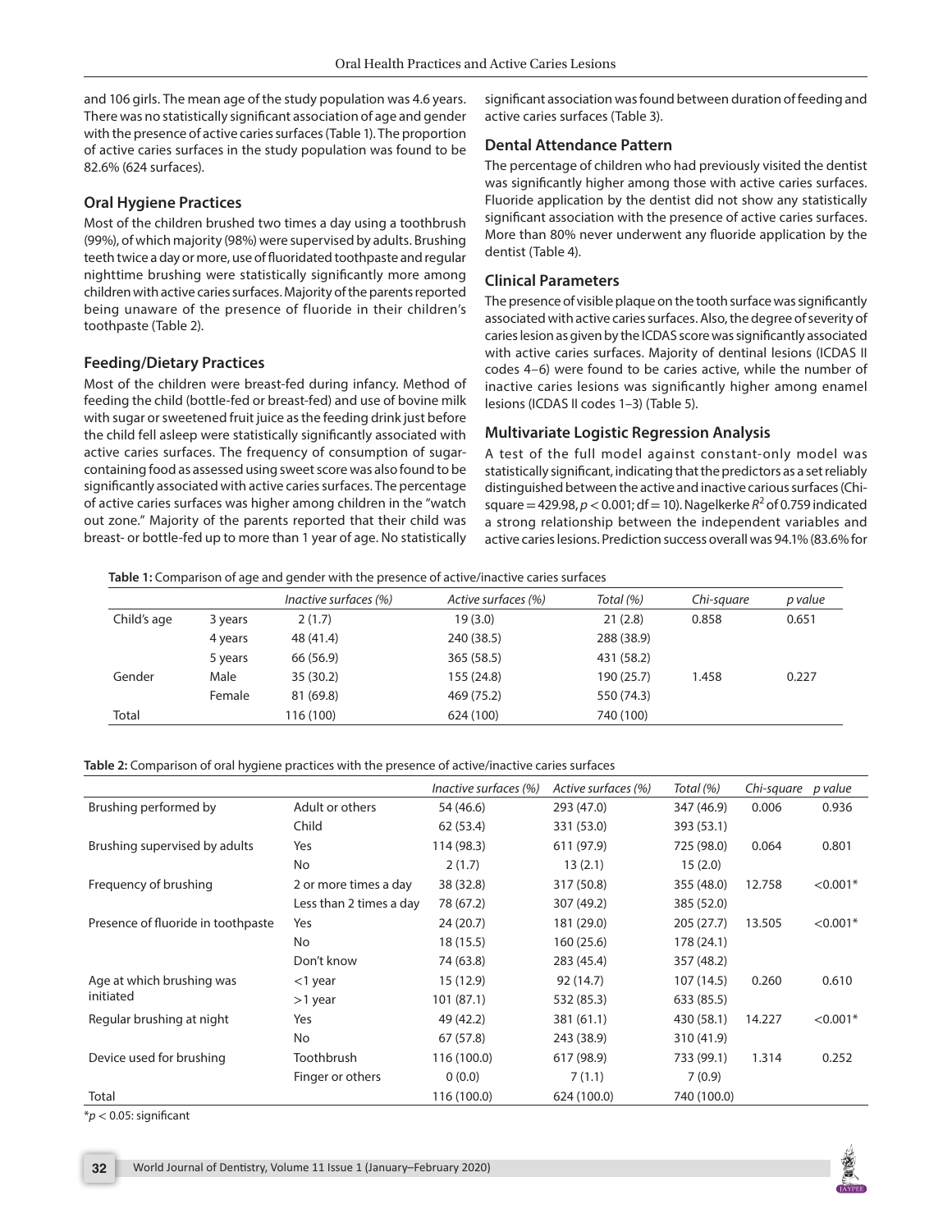and 106 girls. The mean age of the study population was 4.6 years. There was no statistically significant association of age and gender with the presence of active caries surfaces (Table 1). The proportion of active caries surfaces in the study population was found to be 82.6% (624 surfaces).

## Oral Hygiene Practices

Most of the children brushed two times a day using a toothbrush (99%), of which majority (98%) were supervised by adults. Brushing teeth twice a day or more, use of fluoridated toothpaste and regular nighttime brushing were statistically significantly more among children with active caries surfaces. Majority of the parents reported being unaware of the presence of fluoride in their children's toothpaste (Table 2).

## Feeding/Dietary Practices

Most of the children were breast-fed during infancy. Method of feeding the child (bottle-fed or breast-fed) and use of bovine milk with sugar or sweetened fruit juice as the feeding drink just before the child fell asleep were statistically significantly associated with active caries surfaces. The frequency of consumption of sugar-containing food as assessed using sweet score was also found to be significantly associated with active caries surfaces. The percentage of active caries surfaces was higher among children in the "watch out zone." Majority of the parents reported that their child was breast- or bottle-fed up to more than 1 year of age. No statistically significant association was found between duration of feeding and active caries surfaces (Table 3).

## Dental Attendance Pattern

The percentage of children who had previously visited the dentist was significantly higher among those with active caries surfaces. Fluoride application by the dentist did not show any statistically significant association with the presence of active caries surfaces. More than 80% never underwent any fluoride application by the dentist (Table 4).

## Clinical Parameters

The presence of visible plaque on the tooth surface was significantly associated with active caries surfaces. Also, the degree of severity of caries lesion as given by the ICDAS score was significantly associated with active caries surfaces. Majority of dentinal lesions (ICDAS II codes 4–6) were found to be caries active, while the number of inactive caries lesions was significantly higher among enamel lesions (ICDAS II codes 1–3) (Table 5).

## Multivariate Logistic Regression Analysis

A test of the full model against constant-only model was statistically significant, indicating that the predictors as a set reliably distinguished between the active and inactive carious surfaces (Chi-square = 429.98, $p < 0.001$; df = 10). Nagelkerke $R^2$ of 0.759 indicated a strong relationship between the independent variables and active caries lesions. Prediction success overall was 94.1% (83.6% for

**Table 1:** Comparison of age and gender with the presence of active/inactive caries surfaces

| | | *Inactive surfaces (%)* | *Active surfaces (%)* | *Total (%)* | *Chi-square* | *p value* |
|---|---|---|---|---|---|---|
| Child's age | 3 years | 2 (1.7) | 19 (3.0) | 21 (2.8) | 0.858 | 0.651 |
| | 4 years | 48 (41.4) | 240 (38.5) | 288 (38.9) | | |
| | 5 years | 66 (56.9) | 365 (58.5) | 431 (58.2) | | |
| Gender | Male | 35 (30.2) | 155 (24.8) | 190 (25.7) | 1.458 | 0.227 |
| | Female | 81 (69.8) | 469 (75.2) | 550 (74.3) | | |
| Total | | 116 (100) | 624 (100) | 740 (100) | | |

**Table 2:** Comparison of oral hygiene practices with the presence of active/inactive caries surfaces

| | | *Inactive surfaces (%)* | *Active surfaces (%)* | *Total (%)* | *Chi-square* | *p value* |
|---|---|---|---|---|---|---|
| Brushing performed by | Adult or others | 54 (46.6) | 293 (47.0) | 347 (46.9) | 0.006 | 0.936 |
| | Child | 62 (53.4) | 331 (53.0) | 393 (53.1) | | |
| Brushing supervised by adults | Yes | 114 (98.3) | 611 (97.9) | 725 (98.0) | 0.064 | 0.801 |
| | No | 2 (1.7) | 13 (2.1) | 15 (2.0) | | |
| Frequency of brushing | 2 or more times a day | 38 (32.8) | 317 (50.8) | 355 (48.0) | 12.758 | <0.001* |
| | Less than 2 times a day | 78 (67.2) | 307 (49.2) | 385 (52.0) | | |
| Presence of fluoride in toothpaste | Yes | 24 (20.7) | 181 (29.0) | 205 (27.7) | 13.505 | <0.001* |
| | No | 18 (15.5) | 160 (25.6) | 178 (24.1) | | |
| | Don't know | 74 (63.8) | 283 (45.4) | 357 (48.2) | | |
| Age at which brushing was initiated | <1 year | 15 (12.9) | 92 (14.7) | 107 (14.5) | 0.260 | 0.610 |
| | >1 year | 101 (87.1) | 532 (85.3) | 633 (85.5) | | |
| Regular brushing at night | Yes | 49 (42.2) | 381 (61.1) | 430 (58.1) | 14.227 | <0.001* |
| | No | 67 (57.8) | 243 (38.9) | 310 (41.9) | | |
| Device used for brushing | Toothbrush | 116 (100.0) | 617 (98.9) | 733 (99.1) | 1.314 | 0.252 |
| | Finger or others | 0 (0.0) | 7 (1.1) | 7 (0.9) | | |
| Total | | 116 (100.0) | 624 (100.0) | 740 (100.0) | | |

*$p < 0.05$: significant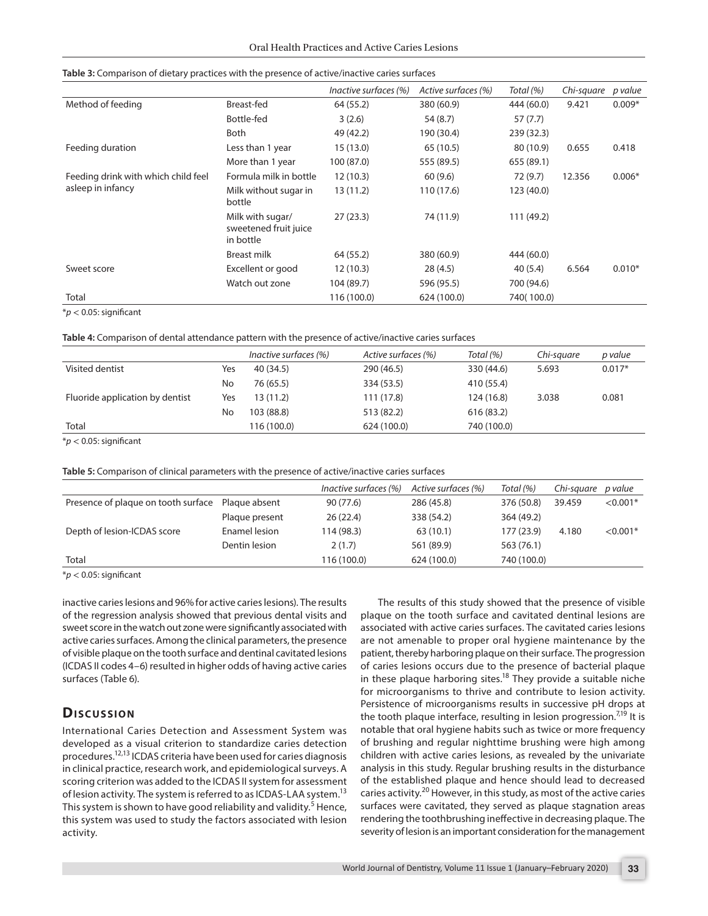**Table 3:** Comparison of dietary practices with the presence of active/inactive caries surfaces

| | | *Inactive surfaces (%)* | *Active surfaces (%)* | *Total (%)* | *Chi-square* | *p value* |
|---|---|---|---|---|---|---|
| Method of feeding | Breast-fed | 64 (55.2) | 380 (60.9) | 444 (60.0) | 9.421 | 0.009* |
| | Bottle-fed | 3 (2.6) | 54 (8.7) | 57 (7.7) | | |
| | Both | 49 (42.2) | 190 (30.4) | 239 (32.3) | | |
| Feeding duration | Less than 1 year | 15 (13.0) | 65 (10.5) | 80 (10.9) | 0.655 | 0.418 |
| | More than 1 year | 100 (87.0) | 555 (89.5) | 655 (89.1) | | |
| Feeding drink with which child feel asleep in infancy | Formula milk in bottle | 12 (10.3) | 60 (9.6) | 72 (9.7) | 12.356 | 0.006* |
| | Milk without sugar in bottle | 13 (11.2) | 110 (17.6) | 123 (40.0) | | |
| | Milk with sugar/ sweetened fruit juice in bottle | 27 (23.3) | 74 (11.9) | 111 (49.2) | | |
| | Breast milk | 64 (55.2) | 380 (60.9) | 444 (60.0) | | |
| Sweet score | Excellent or good | 12 (10.3) | 28 (4.5) | 40 (5.4) | 6.564 | 0.010* |
| | Watch out zone | 104 (89.7) | 596 (95.5) | 700 (94.6) | | |
| Total | | 116 (100.0) | 624 (100.0) | 740( 100.0) | | |

*$p < 0.05$: significant

**Table 4:** Comparison of dental attendance pattern with the presence of active/inactive caries surfaces

| | | *Inactive surfaces (%)* | *Active surfaces (%)* | *Total (%)* | *Chi-square* | *p value* |
|---|---|---|---|---|---|---|
| Visited dentist | Yes | 40 (34.5) | 290 (46.5) | 330 (44.6) | 5.693 | 0.017* |
| | No | 76 (65.5) | 334 (53.5) | 410 (55.4) | | |
| Fluoride application by dentist | Yes | 13 (11.2) | 111 (17.8) | 124 (16.8) | 3.038 | 0.081 |
| | No | 103 (88.8) | 513 (82.2) | 616 (83.2) | | |
| Total | | 116 (100.0) | 624 (100.0) | 740 (100.0) | | |

*$p < 0.05$: significant

**Table 5:** Comparison of clinical parameters with the presence of active/inactive caries surfaces

| | | *Inactive surfaces (%)* | *Active surfaces (%)* | *Total (%)* | *Chi-square* | *p value* |
|---|---|---|---|---|---|---|
| Presence of plaque on tooth surface | Plaque absent | 90 (77.6) | 286 (45.8) | 376 (50.8) | 39.459 | <0.001* |
| | Plaque present | 26 (22.4) | 338 (54.2) | 364 (49.2) | | |
| Depth of lesion-ICDAS score | Enamel lesion | 114 (98.3) | 63 (10.1) | 177 (23.9) | 4.180 | <0.001* |
| | Dentin lesion | 2 (1.7) | 561 (89.9) | 563 (76.1) | | |
| Total | | 116 (100.0) | 624 (100.0) | 740 (100.0) | | |

*$p < 0.05$: significant

inactive caries lesions and 96% for active caries lesions). The results of the regression analysis showed that previous dental visits and sweet score in the watch out zone were significantly associated with active caries surfaces. Among the clinical parameters, the presence of visible plaque on the tooth surface and dentinal cavitated lesions (ICDAS II codes 4–6) resulted in higher odds of having active caries surfaces (Table 6).

## Discussion

International Caries Detection and Assessment System was developed as a visual criterion to standardize caries detection procedures.[12,13] ICDAS criteria have been used for caries diagnosis in clinical practice, research work, and epidemiological surveys. A scoring criterion was added to the ICDAS II system for assessment of lesion activity. The system is referred to as ICDAS-LAA system.[13] This system is shown to have good reliability and validity.[5] Hence, this system was used to study the factors associated with lesion activity.

The results of this study showed that the presence of visible plaque on the tooth surface and cavitated dentinal lesions are associated with active caries surfaces. The cavitated caries lesions are not amenable to proper oral hygiene maintenance by the patient, thereby harboring plaque on their surface. The progression of caries lesions occurs due to the presence of bacterial plaque in these plaque harboring sites.[18] They provide a suitable niche for microorganisms to thrive and contribute to lesion activity. Persistence of microorganisms results in successive pH drops at the tooth plaque interface, resulting in lesion progression.[7,19] It is notable that oral hygiene habits such as twice or more frequency of brushing and regular nighttime brushing were high among children with active caries lesions, as revealed by the univariate analysis in this study. Regular brushing results in the disturbance of the established plaque and hence should lead to decreased caries activity.[20] However, in this study, as most of the active caries surfaces were cavitated, they served as plaque stagnation areas rendering the toothbrushing ineffective in decreasing plaque. The severity of lesion is an important consideration for the management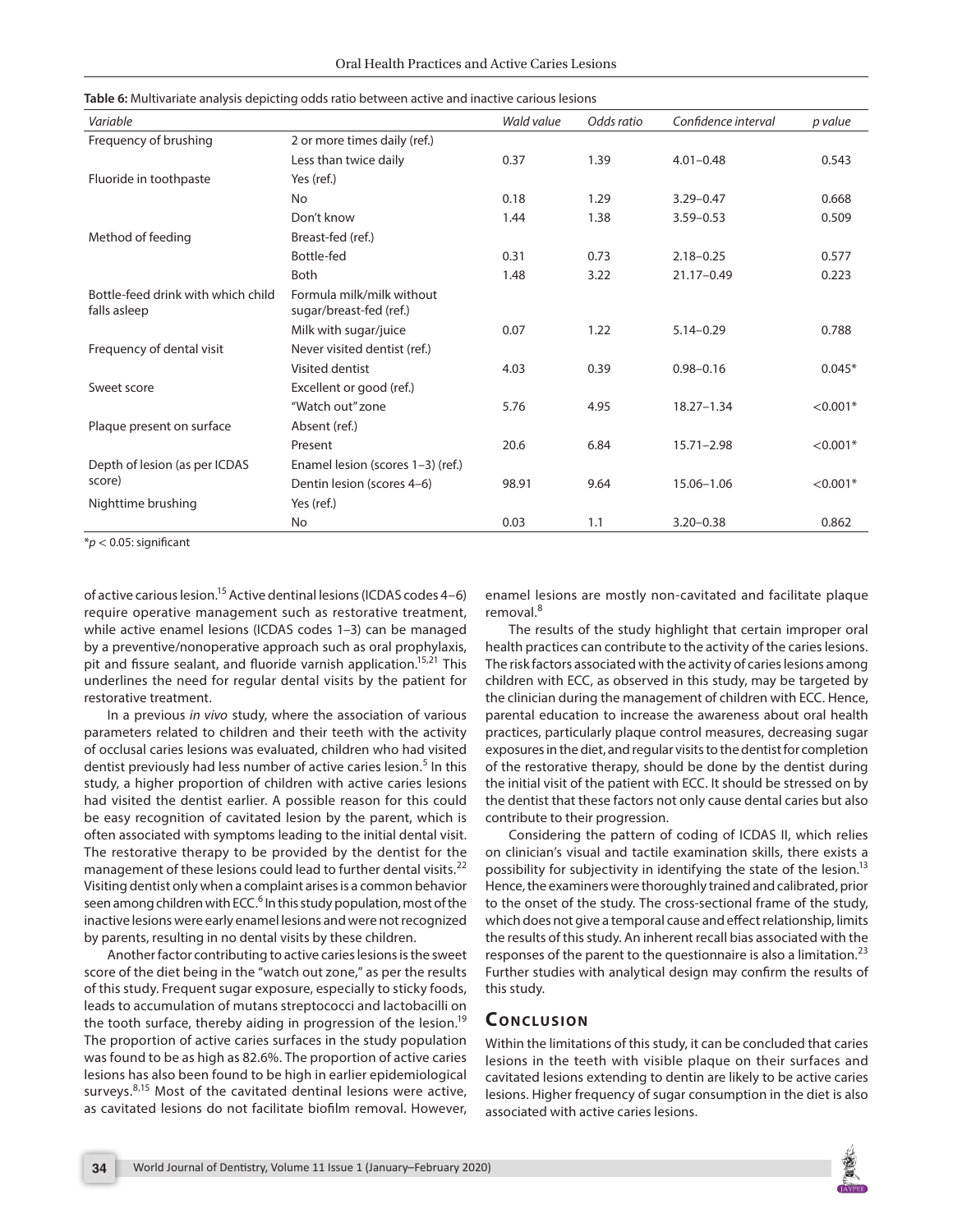**Table 6:** Multivariate analysis depicting odds ratio between active and inactive carious lesions

| *Variable* | | *Wald value* | *Odds ratio* | *Confidence interval* | *p value* |
|---|---|---|---|---|---|
| Frequency of brushing | 2 or more times daily (ref.) | | | | |
| | Less than twice daily | 0.37 | 1.39 | 4.01–0.48 | 0.543 |
| Fluoride in toothpaste | Yes (ref.) | | | | |
| | No | 0.18 | 1.29 | 3.29–0.47 | 0.668 |
| | Don't know | 1.44 | 1.38 | 3.59–0.53 | 0.509 |
| Method of feeding | Breast-fed (ref.) | | | | |
| | Bottle-fed | 0.31 | 0.73 | 2.18–0.25 | 0.577 |
| | Both | 1.48 | 3.22 | 21.17–0.49 | 0.223 |
| Bottle-feed drink with which child falls asleep | Formula milk/milk without sugar/breast-fed (ref.) | | | | |
| | Milk with sugar/juice | 0.07 | 1.22 | 5.14–0.29 | 0.788 |
| Frequency of dental visit | Never visited dentist (ref.) | | | | |
| | Visited dentist | 4.03 | 0.39 | 0.98–0.16 | 0.045* |
| Sweet score | Excellent or good (ref.) | | | | |
| | "Watch out" zone | 5.76 | 4.95 | 18.27–1.34 | <0.001* |
| Plaque present on surface | Absent (ref.) | | | | |
| | Present | 20.6 | 6.84 | 15.71–2.98 | <0.001* |
| Depth of lesion (as per ICDAS score) | Enamel lesion (scores 1–3) (ref.) | | | | |
| | Dentin lesion (scores 4–6) | 98.91 | 9.64 | 15.06–1.06 | <0.001* |
| Nighttime brushing | Yes (ref.) | | | | |
| | No | 0.03 | 1.1 | 3.20–0.38 | 0.862 |

*$p < 0.05$: significant

of active carious lesion.[15] Active dentinal lesions (ICDAS codes 4–6) require operative management such as restorative treatment, while active enamel lesions (ICDAS codes 1–3) can be managed by a preventive/nonoperative approach such as oral prophylaxis, pit and fissure sealant, and fluoride varnish application.[15,21] This underlines the need for regular dental visits by the patient for restorative treatment.

In a previous *in vivo* study, where the association of various parameters related to children and their teeth with the activity of occlusal caries lesions was evaluated, children who had visited dentist previously had less number of active caries lesion.[5] In this study, a higher proportion of children with active caries lesions had visited the dentist earlier. A possible reason for this could be easy recognition of cavitated lesion by the parent, which is often associated with symptoms leading to the initial dental visit. The restorative therapy to be provided by the dentist for the management of these lesions could lead to further dental visits.[22] Visiting dentist only when a complaint arises is a common behavior seen among children with ECC.[6] In this study population, most of the inactive lesions were early enamel lesions and were not recognized by parents, resulting in no dental visits by these children.

Another factor contributing to active caries lesions is the sweet score of the diet being in the "watch out zone," as per the results of this study. Frequent sugar exposure, especially to sticky foods, leads to accumulation of mutans streptococci and lactobacilli on the tooth surface, thereby aiding in progression of the lesion.[19] The proportion of active caries surfaces in the study population was found to be as high as 82.6%. The proportion of active caries lesions has also been found to be high in earlier epidemiological surveys.[8,15] Most of the cavitated dentinal lesions were active, as cavitated lesions do not facilitate biofilm removal. However, enamel lesions are mostly non-cavitated and facilitate plaque removal.[8]

The results of the study highlight that certain improper oral health practices can contribute to the activity of the caries lesions. The risk factors associated with the activity of caries lesions among children with ECC, as observed in this study, may be targeted by the clinician during the management of children with ECC. Hence, parental education to increase the awareness about oral health practices, particularly plaque control measures, decreasing sugar exposures in the diet, and regular visits to the dentist for completion of the restorative therapy, should be done by the dentist during the initial visit of the patient with ECC. It should be stressed on by the dentist that these factors not only cause dental caries but also contribute to their progression.

Considering the pattern of coding of ICDAS II, which relies on clinician's visual and tactile examination skills, there exists a possibility for subjectivity in identifying the state of the lesion.[13] Hence, the examiners were thoroughly trained and calibrated, prior to the onset of the study. The cross-sectional frame of the study, which does not give a temporal cause and effect relationship, limits the results of this study. An inherent recall bias associated with the responses of the parent to the questionnaire is also a limitation.[23] Further studies with analytical design may confirm the results of this study.

## Conclusion

Within the limitations of this study, it can be concluded that caries lesions in the teeth with visible plaque on their surfaces and cavitated lesions extending to dentin are likely to be active caries lesions. Higher frequency of sugar consumption in the diet is also associated with active caries lesions.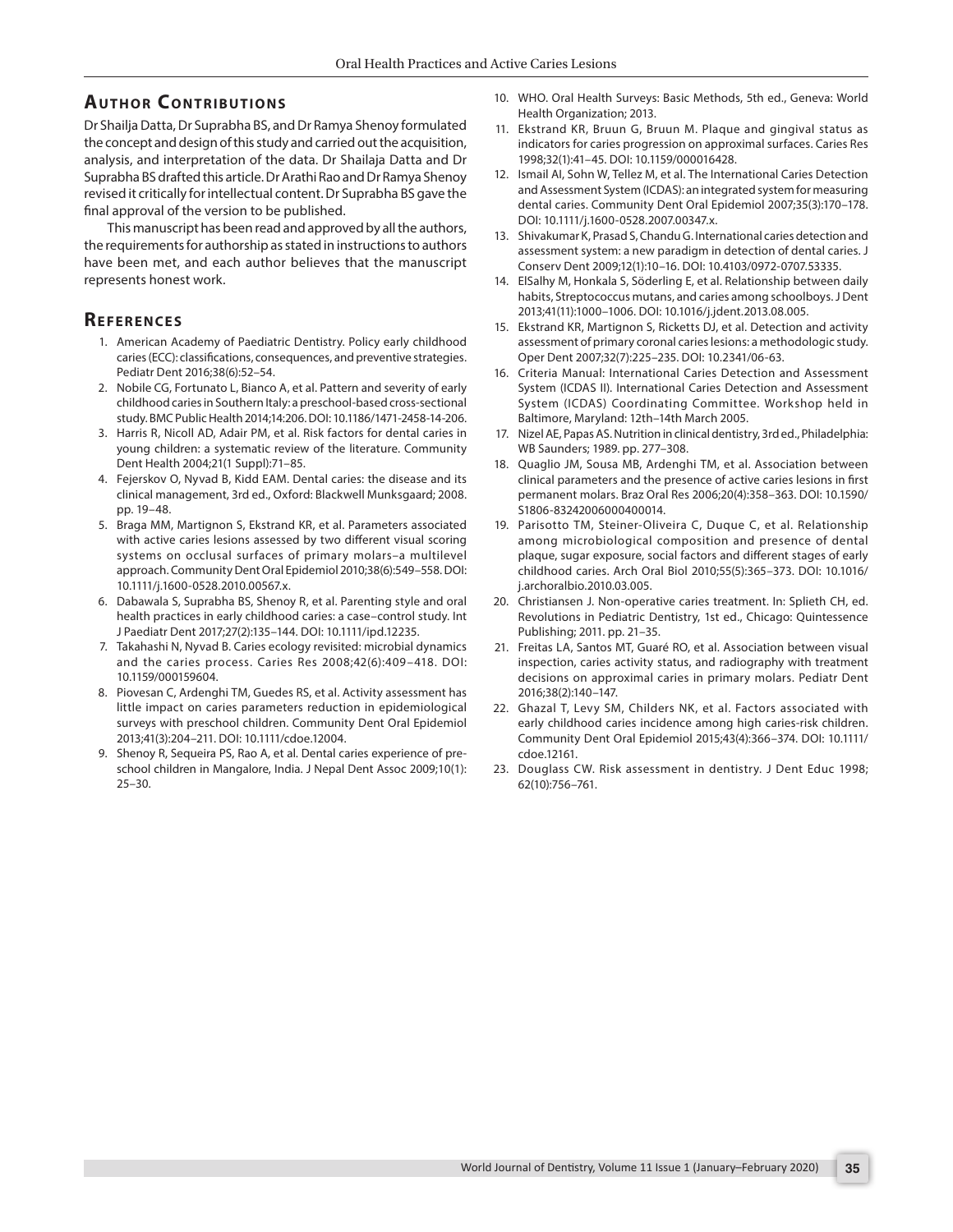## Author Contributions

Dr Shailja Datta, Dr Suprabha BS, and Dr Ramya Shenoy formulated the concept and design of this study and carried out the acquisition, analysis, and interpretation of the data. Dr Shailaja Datta and Dr Suprabha BS drafted this article. Dr Arathi Rao and Dr Ramya Shenoy revised it critically for intellectual content. Dr Suprabha BS gave the final approval of the version to be published.

This manuscript has been read and approved by all the authors, the requirements for authorship as stated in instructions to authors have been met, and each author believes that the manuscript represents honest work.

## References

1. American Academy of Paediatric Dentistry. Policy early childhood caries (ECC): classifications, consequences, and preventive strategies. Pediatr Dent 2016;38(6):52–54.
2. Nobile CG, Fortunato L, Bianco A, et al. Pattern and severity of early childhood caries in Southern Italy: a preschool-based cross-sectional study. BMC Public Health 2014;14:206. DOI: 10.1186/1471-2458-14-206.
3. Harris R, Nicoll AD, Adair PM, et al. Risk factors for dental caries in young children: a systematic review of the literature. Community Dent Health 2004;21(1 Suppl):71–85.
4. Fejerskov O, Nyvad B, Kidd EAM. Dental caries: the disease and its clinical management, 3rd ed., Oxford: Blackwell Munksgaard; 2008. pp. 19–48.
5. Braga MM, Martignon S, Ekstrand KR, et al. Parameters associated with active caries lesions assessed by two different visual scoring systems on occlusal surfaces of primary molars–a multilevel approach. Community Dent Oral Epidemiol 2010;38(6):549–558. DOI: 10.1111/j.1600-0528.2010.00567.x.
6. Dabawala S, Suprabha BS, Shenoy R, et al. Parenting style and oral health practices in early childhood caries: a case–control study. Int J Paediatr Dent 2017;27(2):135–144. DOI: 10.1111/ipd.12235.
7. Takahashi N, Nyvad B. Caries ecology revisited: microbial dynamics and the caries process. Caries Res 2008;42(6):409–418. DOI: 10.1159/000159604.
8. Piovesan C, Ardenghi TM, Guedes RS, et al. Activity assessment has little impact on caries parameters reduction in epidemiological surveys with preschool children. Community Dent Oral Epidemiol 2013;41(3):204–211. DOI: 10.1111/cdoe.12004.
9. Shenoy R, Sequeira PS, Rao A, et al. Dental caries experience of preschool children in Mangalore, India. J Nepal Dent Assoc 2009;10(1): 25–30.
10. WHO. Oral Health Surveys: Basic Methods, 5th ed., Geneva: World Health Organization; 2013.
11. Ekstrand KR, Bruun G, Bruun M. Plaque and gingival status as indicators for caries progression on approximal surfaces. Caries Res 1998;32(1):41–45. DOI: 10.1159/000016428.
12. Ismail AI, Sohn W, Tellez M, et al. The International Caries Detection and Assessment System (ICDAS): an integrated system for measuring dental caries. Community Dent Oral Epidemiol 2007;35(3):170–178. DOI: 10.1111/j.1600-0528.2007.00347.x.
13. Shivakumar K, Prasad S, Chandu G. International caries detection and assessment system: a new paradigm in detection of dental caries. J Conserv Dent 2009;12(1):10–16. DOI: 10.4103/0972-0707.53335.
14. ElSalhy M, Honkala S, Söderling E, et al. Relationship between daily habits, Streptococcus mutans, and caries among schoolboys. J Dent 2013;41(11):1000–1006. DOI: 10.1016/j.jdent.2013.08.005.
15. Ekstrand KR, Martignon S, Ricketts DJ, et al. Detection and activity assessment of primary coronal caries lesions: a methodologic study. Oper Dent 2007;32(7):225–235. DOI: 10.2341/06-63.
16. Criteria Manual: International Caries Detection and Assessment System (ICDAS II). International Caries Detection and Assessment System (ICDAS) Coordinating Committee. Workshop held in Baltimore, Maryland: 12th–14th March 2005.
17. Nizel AE, Papas AS. Nutrition in clinical dentistry, 3rd ed., Philadelphia: WB Saunders; 1989. pp. 277–308.
18. Quaglio JM, Sousa MB, Ardenghi TM, et al. Association between clinical parameters and the presence of active caries lesions in first permanent molars. Braz Oral Res 2006;20(4):358–363. DOI: 10.1590/S1806-83242006000400014.
19. Parisotto TM, Steiner-Oliveira C, Duque C, et al. Relationship among microbiological composition and presence of dental plaque, sugar exposure, social factors and different stages of early childhood caries. Arch Oral Biol 2010;55(5):365–373. DOI: 10.1016/j.archoralbio.2010.03.005.
20. Christiansen J. Non-operative caries treatment. In: Splieth CH, ed. Revolutions in Pediatric Dentistry, 1st ed., Chicago: Quintessence Publishing; 2011. pp. 21–35.
21. Freitas LA, Santos MT, Guaré RO, et al. Association between visual inspection, caries activity status, and radiography with treatment decisions on approximal caries in primary molars. Pediatr Dent 2016;38(2):140–147.
22. Ghazal T, Levy SM, Childers NK, et al. Factors associated with early childhood caries incidence among high caries-risk children. Community Dent Oral Epidemiol 2015;43(4):366–374. DOI: 10.1111/cdoe.12161.
23. Douglass CW. Risk assessment in dentistry. J Dent Educ 1998; 62(10):756–761.